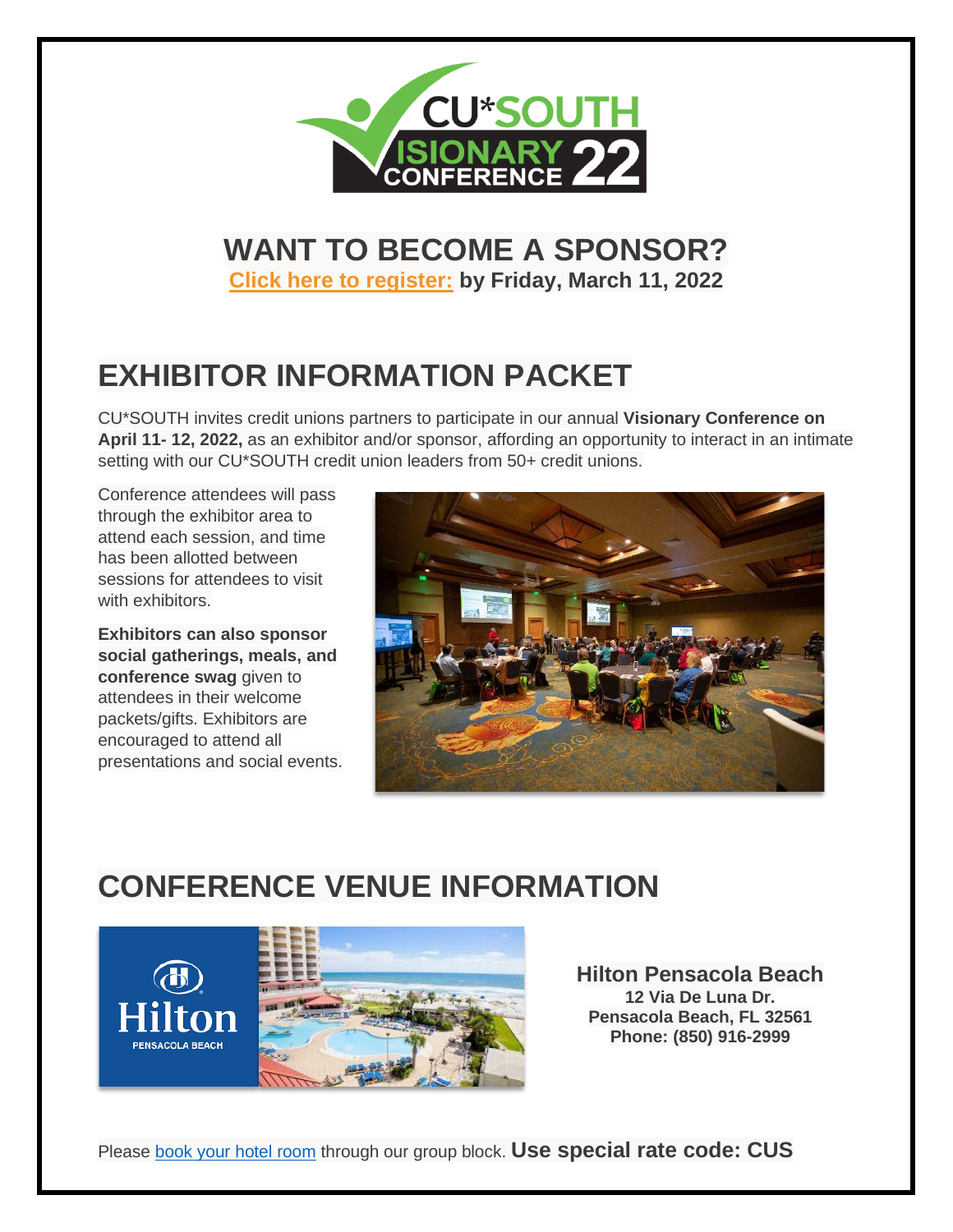## WANT TO BECOME A SPONSOR?

**Click here to register: by Friday, March 11, 2022**

# EXHIBITOR INFORMATION PACKET

CU*SOUTH invites credit unions partners to participate in our annual **Visionary Conference on April 11- 12, 2022,** as an exhibitor and/or sponsor, affording an opportunity to interact in an intimate setting with our CU*SOUTH credit union leaders from 50+ credit unions.

Conference attendees will pass through the exhibitor area to attend each session, and time has been allotted between sessions for attendees to visit with exhibitors.

**Exhibitors can also sponsor social gatherings, meals, and conference swag** given to attendees in their welcome packets/gifts. Exhibitors are encouraged to attend all presentations and social events.

# CONFERENCE VENUE INFORMATION

**Hilton Pensacola Beach**
**12 Via De Luna Dr.**
**Pensacola Beach, FL 32561**
**Phone: (850) 916-2999**

Please book your hotel room through our group block. **Use special rate code: CUS**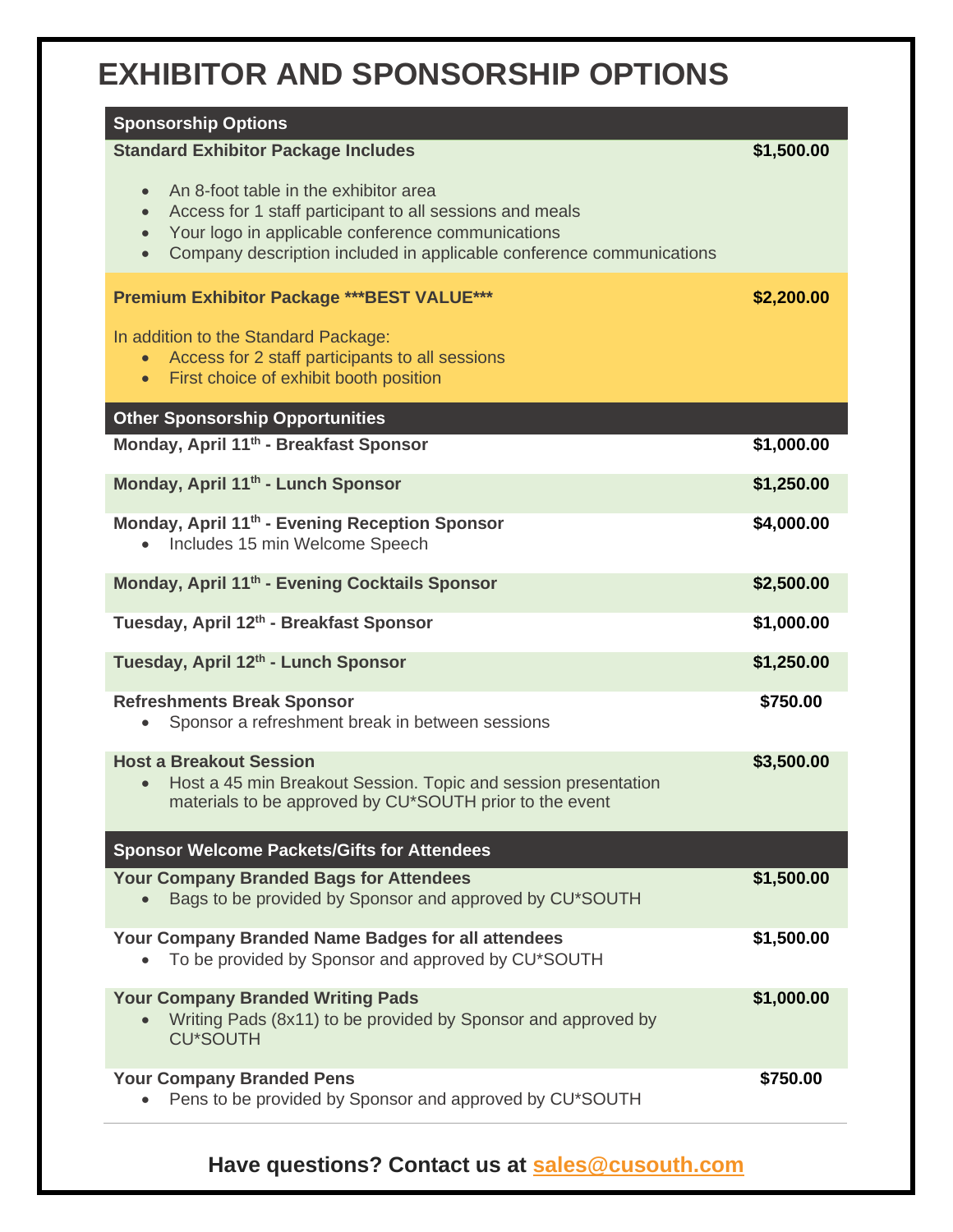# EXHIBITOR AND SPONSORSHIP OPTIONS

| **Sponsorship Options** | |
|---|---|
| **Standard Exhibitor Package Includes**<br>• An 8-foot table in the exhibitor area<br>• Access for 1 staff participant to all sessions and meals<br>• Your logo in applicable conference communications<br>• Company description included in applicable conference communications | **$1,500.00** |
| **Premium Exhibitor Package \*\*\*BEST VALUE\*\*\***<br>In addition to the Standard Package:<br>• Access for 2 staff participants to all sessions<br>• First choice of exhibit booth position | **$2,200.00** |
| **Other Sponsorship Opportunities** | |
| **Monday, April 11th - Breakfast Sponsor** | **$1,000.00** |
| **Monday, April 11th - Lunch Sponsor** | **$1,250.00** |
| **Monday, April 11th - Evening Reception Sponsor**<br>• Includes 15 min Welcome Speech | **$4,000.00** |
| **Monday, April 11th - Evening Cocktails Sponsor** | **$2,500.00** |
| **Tuesday, April 12th - Breakfast Sponsor** | **$1,000.00** |
| **Tuesday, April 12th - Lunch Sponsor** | **$1,250.00** |
| **Refreshments Break Sponsor**<br>• Sponsor a refreshment break in between sessions | **$750.00** |
| **Host a Breakout Session**<br>• Host a 45 min Breakout Session. Topic and session presentation materials to be approved by CU*SOUTH prior to the event | **$3,500.00** |
| **Sponsor Welcome Packets/Gifts for Attendees** | |
| **Your Company Branded Bags for Attendees**<br>• Bags to be provided by Sponsor and approved by CU*SOUTH | **$1,500.00** |
| **Your Company Branded Name Badges for all attendees**<br>• To be provided by Sponsor and approved by CU*SOUTH | **$1,500.00** |
| **Your Company Branded Writing Pads**<br>• Writing Pads (8x11) to be provided by Sponsor and approved by CU*SOUTH | **$1,000.00** |
| **Your Company Branded Pens**<br>• Pens to be provided by Sponsor and approved by CU*SOUTH | **$750.00** |

**Have questions? Contact us at sales@cusouth.com**